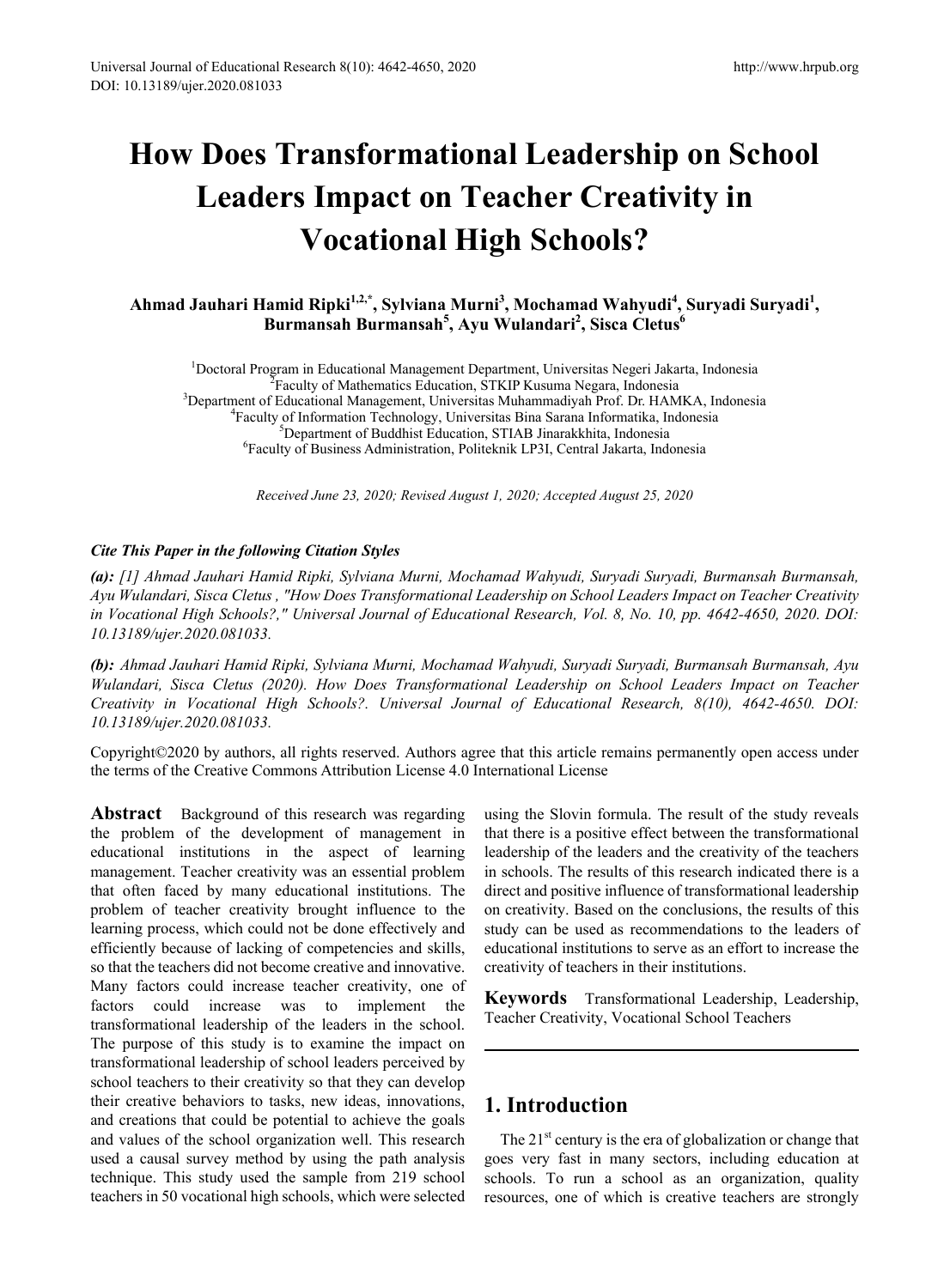# How Does Transformational Leadership on School Leaders Impact on Teacher Creativity in Vocational High Schools?

**Ahmad Jauhari Hamid Ripki[1,2,*], Sylviana Murni[3], Mochamad Wahyudi[4], Suryadi Suryadi[1], Burmansah Burmansah[5], Ayu Wulandari[2], Sisca Cletus[6]**

[1]Doctoral Program in Educational Management Department, Universitas Negeri Jakarta, Indonesia
[2]Faculty of Mathematics Education, STKIP Kusuma Negara, Indonesia
[3]Department of Educational Management, Universitas Muhammadiyah Prof. Dr. HAMKA, Indonesia
[4]Faculty of Information Technology, Universitas Bina Sarana Informatika, Indonesia
[5]Department of Buddhist Education, STIAB Jinarakkhita, Indonesia
[6]Faculty of Business Administration, Politeknik LP3I, Central Jakarta, Indonesia

*Received June 23, 2020; Revised August 1, 2020; Accepted August 25, 2020*

***Cite This Paper in the following Citation Styles***

***(a):*** *[1] Ahmad Jauhari Hamid Ripki, Sylviana Murni, Mochamad Wahyudi, Suryadi Suryadi, Burmansah Burmansah, Ayu Wulandari, Sisca Cletus , "How Does Transformational Leadership on School Leaders Impact on Teacher Creativity in Vocational High Schools?," Universal Journal of Educational Research, Vol. 8, No. 10, pp. 4642-4650, 2020. DOI: 10.13189/ujer.2020.081033.*

***(b):*** *Ahmad Jauhari Hamid Ripki, Sylviana Murni, Mochamad Wahyudi, Suryadi Suryadi, Burmansah Burmansah, Ayu Wulandari, Sisca Cletus (2020). How Does Transformational Leadership on School Leaders Impact on Teacher Creativity in Vocational High Schools?. Universal Journal of Educational Research, 8(10), 4642-4650. DOI: 10.13189/ujer.2020.081033.*

Copyright©2020 by authors, all rights reserved. Authors agree that this article remains permanently open access under the terms of the Creative Commons Attribution License 4.0 International License

**Abstract** Background of this research was regarding the problem of the development of management in educational institutions in the aspect of learning management. Teacher creativity was an essential problem that often faced by many educational institutions. The problem of teacher creativity brought influence to the learning process, which could not be done effectively and efficiently because of lacking of competencies and skills, so that the teachers did not become creative and innovative. Many factors could increase teacher creativity, one of factors could increase was to implement the transformational leadership of the leaders in the school. The purpose of this study is to examine the impact on transformational leadership of school leaders perceived by school teachers to their creativity so that they can develop their creative behaviors to tasks, new ideas, innovations, and creations that could be potential to achieve the goals and values of the school organization well. This research used a causal survey method by using the path analysis technique. This study used the sample from 219 school teachers in 50 vocational high schools, which were selected using the Slovin formula. The result of the study reveals that there is a positive effect between the transformational leadership of the leaders and the creativity of the teachers in schools. The results of this research indicated there is a direct and positive influence of transformational leadership on creativity. Based on the conclusions, the results of this study can be used as recommendations to the leaders of educational institutions to serve as an effort to increase the creativity of teachers in their institutions.

**Keywords** Transformational Leadership, Leadership, Teacher Creativity, Vocational School Teachers

## 1. Introduction

The 21st century is the era of globalization or change that goes very fast in many sectors, including education at schools. To run a school as an organization, quality resources, one of which is creative teachers are strongly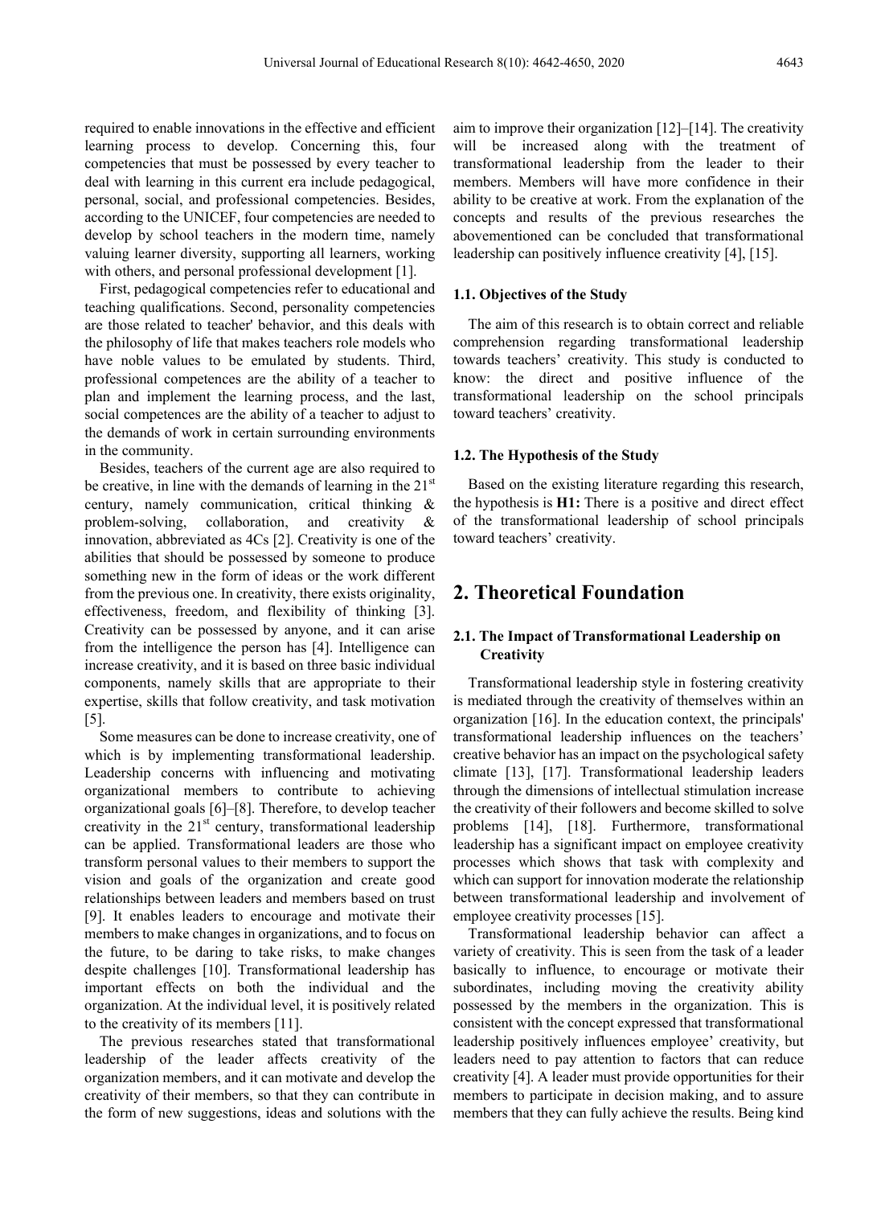required to enable innovations in the effective and efficient learning process to develop. Concerning this, four competencies that must be possessed by every teacher to deal with learning in this current era include pedagogical, personal, social, and professional competencies. Besides, according to the UNICEF, four competencies are needed to develop by school teachers in the modern time, namely valuing learner diversity, supporting all learners, working with others, and personal professional development [1].

First, pedagogical competencies refer to educational and teaching qualifications. Second, personality competencies are those related to teacher' behavior, and this deals with the philosophy of life that makes teachers role models who have noble values to be emulated by students. Third, professional competences are the ability of a teacher to plan and implement the learning process, and the last, social competences are the ability of a teacher to adjust to the demands of work in certain surrounding environments in the community.

Besides, teachers of the current age are also required to be creative, in line with the demands of learning in the 21st century, namely communication, critical thinking & problem-solving, collaboration, and creativity & innovation, abbreviated as 4Cs [2]. Creativity is one of the abilities that should be possessed by someone to produce something new in the form of ideas or the work different from the previous one. In creativity, there exists originality, effectiveness, freedom, and flexibility of thinking [3]. Creativity can be possessed by anyone, and it can arise from the intelligence the person has [4]. Intelligence can increase creativity, and it is based on three basic individual components, namely skills that are appropriate to their expertise, skills that follow creativity, and task motivation [5].

Some measures can be done to increase creativity, one of which is by implementing transformational leadership. Leadership concerns with influencing and motivating organizational members to contribute to achieving organizational goals [6]–[8]. Therefore, to develop teacher creativity in the 21st century, transformational leadership can be applied. Transformational leaders are those who transform personal values to their members to support the vision and goals of the organization and create good relationships between leaders and members based on trust [9]. It enables leaders to encourage and motivate their members to make changes in organizations, and to focus on the future, to be daring to take risks, to make changes despite challenges [10]. Transformational leadership has important effects on both the individual and the organization. At the individual level, it is positively related to the creativity of its members [11].

The previous researches stated that transformational leadership of the leader affects creativity of the organization members, and it can motivate and develop the creativity of their members, so that they can contribute in the form of new suggestions, ideas and solutions with the aim to improve their organization [12]–[14]. The creativity will be increased along with the treatment of transformational leadership from the leader to their members. Members will have more confidence in their ability to be creative at work. From the explanation of the concepts and results of the previous researches the abovementioned can be concluded that transformational leadership can positively influence creativity [4], [15].

### 1.1. Objectives of the Study

The aim of this research is to obtain correct and reliable comprehension regarding transformational leadership towards teachers' creativity. This study is conducted to know: the direct and positive influence of the transformational leadership on the school principals toward teachers' creativity.

### 1.2. The Hypothesis of the Study

Based on the existing literature regarding this research, the hypothesis is **H1:** There is a positive and direct effect of the transformational leadership of school principals toward teachers' creativity.

## 2. Theoretical Foundation

### 2.1. The Impact of Transformational Leadership on Creativity

Transformational leadership style in fostering creativity is mediated through the creativity of themselves within an organization [16]. In the education context, the principals' transformational leadership influences on the teachers' creative behavior has an impact on the psychological safety climate [13], [17]. Transformational leadership leaders through the dimensions of intellectual stimulation increase the creativity of their followers and become skilled to solve problems [14], [18]. Furthermore, transformational leadership has a significant impact on employee creativity processes which shows that task with complexity and which can support for innovation moderate the relationship between transformational leadership and involvement of employee creativity processes [15].

Transformational leadership behavior can affect a variety of creativity. This is seen from the task of a leader basically to influence, to encourage or motivate their subordinates, including moving the creativity ability possessed by the members in the organization. This is consistent with the concept expressed that transformational leadership positively influences employee' creativity, but leaders need to pay attention to factors that can reduce creativity [4]. A leader must provide opportunities for their members to participate in decision making, and to assure members that they can fully achieve the results. Being kind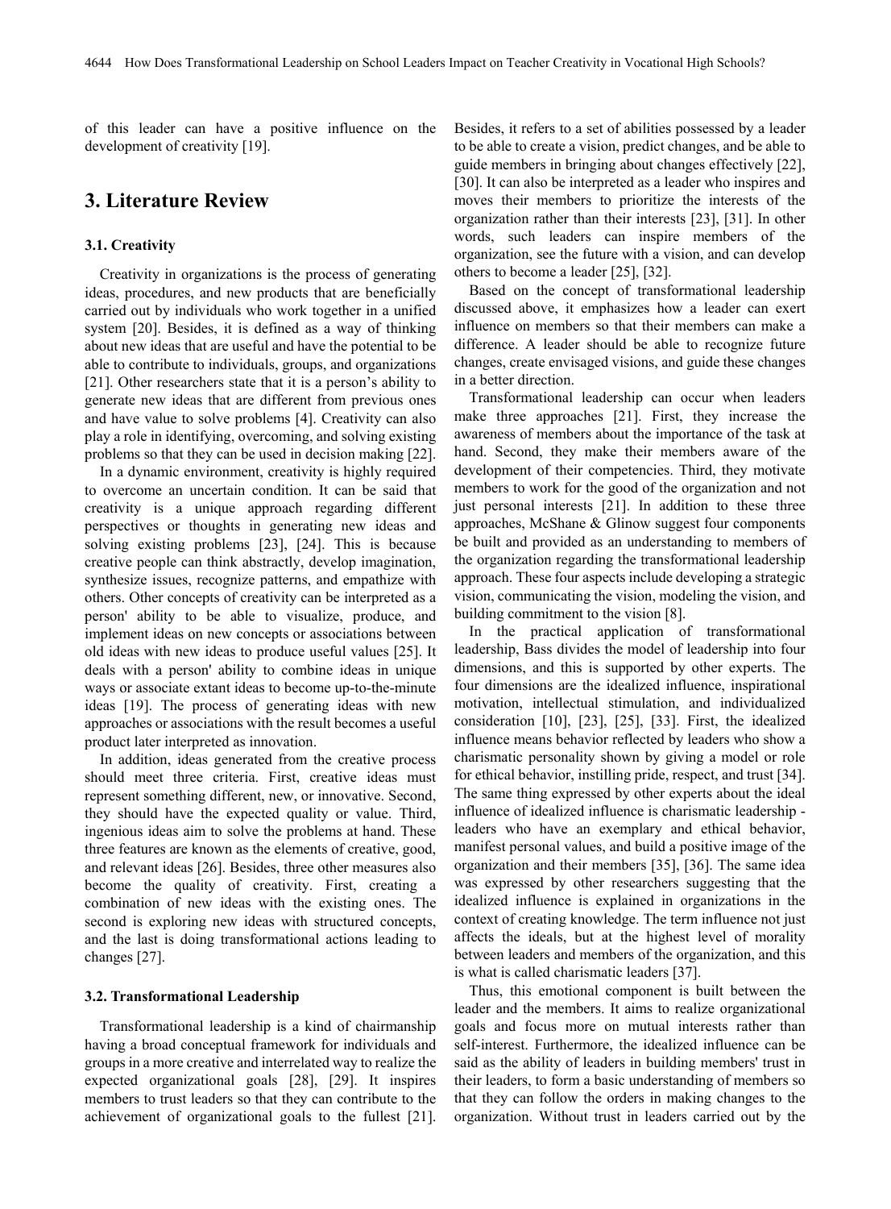of this leader can have a positive influence on the development of creativity [19].

## 3. Literature Review

### 3.1. Creativity

Creativity in organizations is the process of generating ideas, procedures, and new products that are beneficially carried out by individuals who work together in a unified system [20]. Besides, it is defined as a way of thinking about new ideas that are useful and have the potential to be able to contribute to individuals, groups, and organizations [21]. Other researchers state that it is a person's ability to generate new ideas that are different from previous ones and have value to solve problems [4]. Creativity can also play a role in identifying, overcoming, and solving existing problems so that they can be used in decision making [22].

In a dynamic environment, creativity is highly required to overcome an uncertain condition. It can be said that creativity is a unique approach regarding different perspectives or thoughts in generating new ideas and solving existing problems [23], [24]. This is because creative people can think abstractly, develop imagination, synthesize issues, recognize patterns, and empathize with others. Other concepts of creativity can be interpreted as a person' ability to be able to visualize, produce, and implement ideas on new concepts or associations between old ideas with new ideas to produce useful values [25]. It deals with a person' ability to combine ideas in unique ways or associate extant ideas to become up-to-the-minute ideas [19]. The process of generating ideas with new approaches or associations with the result becomes a useful product later interpreted as innovation.

In addition, ideas generated from the creative process should meet three criteria. First, creative ideas must represent something different, new, or innovative. Second, they should have the expected quality or value. Third, ingenious ideas aim to solve the problems at hand. These three features are known as the elements of creative, good, and relevant ideas [26]. Besides, three other measures also become the quality of creativity. First, creating a combination of new ideas with the existing ones. The second is exploring new ideas with structured concepts, and the last is doing transformational actions leading to changes [27].

### 3.2. Transformational Leadership

Transformational leadership is a kind of chairmanship having a broad conceptual framework for individuals and groups in a more creative and interrelated way to realize the expected organizational goals [28], [29]. It inspires members to trust leaders so that they can contribute to the achievement of organizational goals to the fullest [21]. Besides, it refers to a set of abilities possessed by a leader to be able to create a vision, predict changes, and be able to guide members in bringing about changes effectively [22], [30]. It can also be interpreted as a leader who inspires and moves their members to prioritize the interests of the organization rather than their interests [23], [31]. In other words, such leaders can inspire members of the organization, see the future with a vision, and can develop others to become a leader [25], [32].

Based on the concept of transformational leadership discussed above, it emphasizes how a leader can exert influence on members so that their members can make a difference. A leader should be able to recognize future changes, create envisaged visions, and guide these changes in a better direction.

Transformational leadership can occur when leaders make three approaches [21]. First, they increase the awareness of members about the importance of the task at hand. Second, they make their members aware of the development of their competencies. Third, they motivate members to work for the good of the organization and not just personal interests [21]. In addition to these three approaches, McShane & Glinow suggest four components be built and provided as an understanding to members of the organization regarding the transformational leadership approach. These four aspects include developing a strategic vision, communicating the vision, modeling the vision, and building commitment to the vision [8].

In the practical application of transformational leadership, Bass divides the model of leadership into four dimensions, and this is supported by other experts. The four dimensions are the idealized influence, inspirational motivation, intellectual stimulation, and individualized consideration [10], [23], [25], [33]. First, the idealized influence means behavior reflected by leaders who show a charismatic personality shown by giving a model or role for ethical behavior, instilling pride, respect, and trust [34]. The same thing expressed by other experts about the ideal influence of idealized influence is charismatic leadership - leaders who have an exemplary and ethical behavior, manifest personal values, and build a positive image of the organization and their members [35], [36]. The same idea was expressed by other researchers suggesting that the idealized influence is explained in organizations in the context of creating knowledge. The term influence not just affects the ideals, but at the highest level of morality between leaders and members of the organization, and this is what is called charismatic leaders [37].

Thus, this emotional component is built between the leader and the members. It aims to realize organizational goals and focus more on mutual interests rather than self-interest. Furthermore, the idealized influence can be said as the ability of leaders in building members' trust in their leaders, to form a basic understanding of members so that they can follow the orders in making changes to the organization. Without trust in leaders carried out by the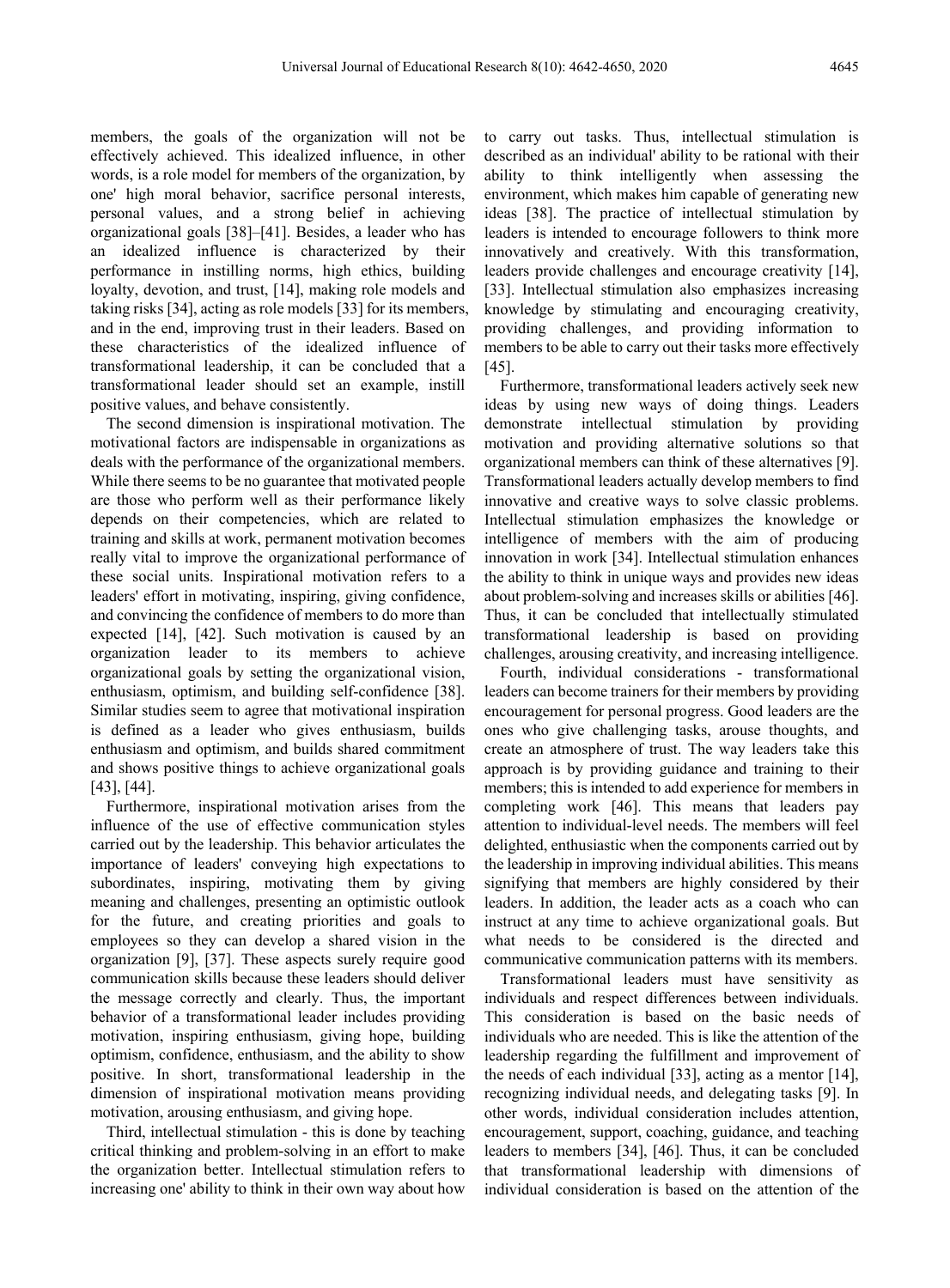members, the goals of the organization will not be effectively achieved. This idealized influence, in other words, is a role model for members of the organization, by one' high moral behavior, sacrifice personal interests, personal values, and a strong belief in achieving organizational goals [38]–[41]. Besides, a leader who has an idealized influence is characterized by their performance in instilling norms, high ethics, building loyalty, devotion, and trust, [14], making role models and taking risks [34], acting as role models [33] for its members, and in the end, improving trust in their leaders. Based on these characteristics of the idealized influence of transformational leadership, it can be concluded that a transformational leader should set an example, instill positive values, and behave consistently.

The second dimension is inspirational motivation. The motivational factors are indispensable in organizations as deals with the performance of the organizational members. While there seems to be no guarantee that motivated people are those who perform well as their performance likely depends on their competencies, which are related to training and skills at work, permanent motivation becomes really vital to improve the organizational performance of these social units. Inspirational motivation refers to a leaders' effort in motivating, inspiring, giving confidence, and convincing the confidence of members to do more than expected [14], [42]. Such motivation is caused by an organization leader to its members to achieve organizational goals by setting the organizational vision, enthusiasm, optimism, and building self-confidence [38]. Similar studies seem to agree that motivational inspiration is defined as a leader who gives enthusiasm, builds enthusiasm and optimism, and builds shared commitment and shows positive things to achieve organizational goals [43], [44].

Furthermore, inspirational motivation arises from the influence of the use of effective communication styles carried out by the leadership. This behavior articulates the importance of leaders' conveying high expectations to subordinates, inspiring, motivating them by giving meaning and challenges, presenting an optimistic outlook for the future, and creating priorities and goals to employees so they can develop a shared vision in the organization [9], [37]. These aspects surely require good communication skills because these leaders should deliver the message correctly and clearly. Thus, the important behavior of a transformational leader includes providing motivation, inspiring enthusiasm, giving hope, building optimism, confidence, enthusiasm, and the ability to show positive. In short, transformational leadership in the dimension of inspirational motivation means providing motivation, arousing enthusiasm, and giving hope.

Third, intellectual stimulation - this is done by teaching critical thinking and problem-solving in an effort to make the organization better. Intellectual stimulation refers to increasing one' ability to think in their own way about how to carry out tasks. Thus, intellectual stimulation is described as an individual' ability to be rational with their ability to think intelligently when assessing the environment, which makes him capable of generating new ideas [38]. The practice of intellectual stimulation by leaders is intended to encourage followers to think more innovatively and creatively. With this transformation, leaders provide challenges and encourage creativity [14], [33]. Intellectual stimulation also emphasizes increasing knowledge by stimulating and encouraging creativity, providing challenges, and providing information to members to be able to carry out their tasks more effectively [45].

Furthermore, transformational leaders actively seek new ideas by using new ways of doing things. Leaders demonstrate intellectual stimulation by providing motivation and providing alternative solutions so that organizational members can think of these alternatives [9]. Transformational leaders actually develop members to find innovative and creative ways to solve classic problems. Intellectual stimulation emphasizes the knowledge or intelligence of members with the aim of producing innovation in work [34]. Intellectual stimulation enhances the ability to think in unique ways and provides new ideas about problem-solving and increases skills or abilities [46]. Thus, it can be concluded that intellectually stimulated transformational leadership is based on providing challenges, arousing creativity, and increasing intelligence.

Fourth, individual considerations - transformational leaders can become trainers for their members by providing encouragement for personal progress. Good leaders are the ones who give challenging tasks, arouse thoughts, and create an atmosphere of trust. The way leaders take this approach is by providing guidance and training to their members; this is intended to add experience for members in completing work [46]. This means that leaders pay attention to individual-level needs. The members will feel delighted, enthusiastic when the components carried out by the leadership in improving individual abilities. This means signifying that members are highly considered by their leaders. In addition, the leader acts as a coach who can instruct at any time to achieve organizational goals. But what needs to be considered is the directed and communicative communication patterns with its members.

Transformational leaders must have sensitivity as individuals and respect differences between individuals. This consideration is based on the basic needs of individuals who are needed. This is like the attention of the leadership regarding the fulfillment and improvement of the needs of each individual [33], acting as a mentor [14], recognizing individual needs, and delegating tasks [9]. In other words, individual consideration includes attention, encouragement, support, coaching, guidance, and teaching leaders to members [34], [46]. Thus, it can be concluded that transformational leadership with dimensions of individual consideration is based on the attention of the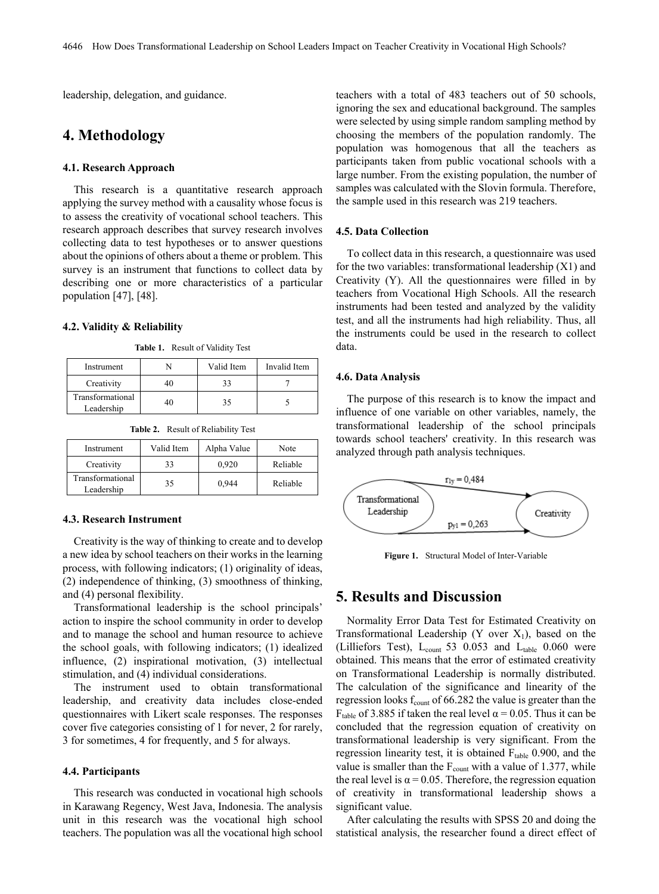leadership, delegation, and guidance.

# 4. Methodology

### 4.1. Research Approach

This research is a quantitative research approach applying the survey method with a causality whose focus is to assess the creativity of vocational school teachers. This research approach describes that survey research involves collecting data to test hypotheses or to answer questions about the opinions of others about a theme or problem. This survey is an instrument that functions to collect data by describing one or more characteristics of a particular population [47], [48].

### 4.2. Validity & Reliability

**Table 1.** Result of Validity Test

| Instrument | N | Valid Item | Invalid Item |
|---|---|---|---|
| Creativity | 40 | 33 | 7 |
| Transformational Leadership | 40 | 35 | 5 |

**Table 2.** Result of Reliability Test

| Instrument | Valid Item | Alpha Value | Note |
|---|---|---|---|
| Creativity | 33 | 0,920 | Reliable |
| Transformational Leadership | 35 | 0,944 | Reliable |

### 4.3. Research Instrument

Creativity is the way of thinking to create and to develop a new idea by school teachers on their works in the learning process, with following indicators; (1) originality of ideas, (2) independence of thinking, (3) smoothness of thinking, and (4) personal flexibility.

Transformational leadership is the school principals' action to inspire the school community in order to develop and to manage the school and human resource to achieve the school goals, with following indicators; (1) idealized influence, (2) inspirational motivation, (3) intellectual stimulation, and (4) individual considerations.

The instrument used to obtain transformational leadership, and creativity data includes close-ended questionnaires with Likert scale responses. The responses cover five categories consisting of 1 for never, 2 for rarely, 3 for sometimes, 4 for frequently, and 5 for always.

### 4.4. Participants

This research was conducted in vocational high schools in Karawang Regency, West Java, Indonesia. The analysis unit in this research was the vocational high school teachers. The population was all the vocational high school teachers with a total of 483 teachers out of 50 schools, ignoring the sex and educational background. The samples were selected by using simple random sampling method by choosing the members of the population randomly. The population was homogenous that all the teachers as participants taken from public vocational schools with a large number. From the existing population, the number of samples was calculated with the Slovin formula. Therefore, the sample used in this research was 219 teachers.

### 4.5. Data Collection

To collect data in this research, a questionnaire was used for the two variables: transformational leadership (X1) and Creativity (Y). All the questionnaires were filled in by teachers from Vocational High Schools. All the research instruments had been tested and analyzed by the validity test, and all the instruments had high reliability. Thus, all the instruments could be used in the research to collect data.

### 4.6. Data Analysis

The purpose of this research is to know the impact and influence of one variable on other variables, namely, the transformational leadership of the school principals towards school teachers' creativity. In this research was analyzed through path analysis techniques.

Transformational Leadership → Creativity: $r_{1y} = 0{,}484$; $p_{y1} = 0{,}263$

**Figure 1.** Structural Model of Inter-Variable

# 5. Results and Discussion

Normality Error Data Test for Estimated Creativity on Transformational Leadership (Y over $X_1$), based on the (Lilliefors Test), $L_{count}$ 53 0.053 and $L_{table}$ 0.060 were obtained. This means that the error of estimated creativity on Transformational Leadership is normally distributed. The calculation of the significance and linearity of the regression looks $f_{count}$ of 66.282 the value is greater than the $F_{table}$ of 3.885 if taken the real level $\alpha = 0.05$. Thus it can be concluded that the regression equation of creativity on transformational leadership is very significant. From the regression linearity test, it is obtained $F_{table}$ 0.900, and the value is smaller than the $F_{count}$ with a value of 1.377, while the real level is $\alpha = 0.05$. Therefore, the regression equation of creativity in transformational leadership shows a significant value.

After calculating the results with SPSS 20 and doing the statistical analysis, the researcher found a direct effect of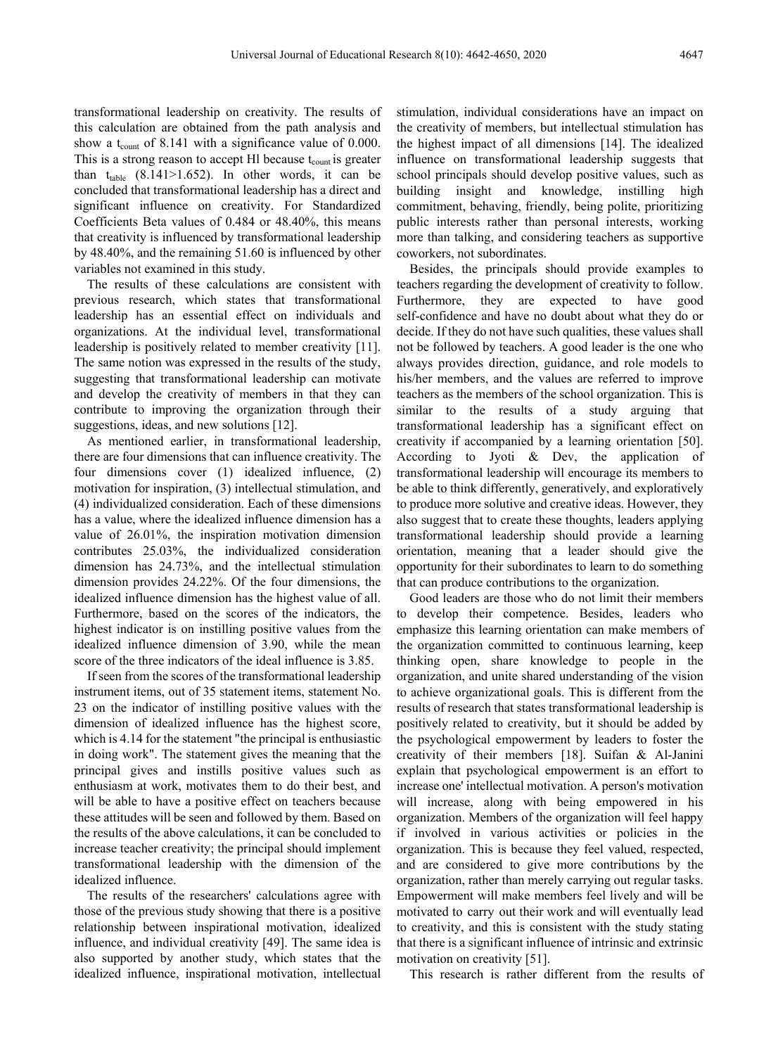transformational leadership on creativity. The results of this calculation are obtained from the path analysis and show a $t_{count}$ of 8.141 with a significance value of 0.000. This is a strong reason to accept Hl because $t_{count}$ is greater than $t_{table}$ (8.141>1.652). In other words, it can be concluded that transformational leadership has a direct and significant influence on creativity. For Standardized Coefficients Beta values of 0.484 or 48.40%, this means that creativity is influenced by transformational leadership by 48.40%, and the remaining 51.60 is influenced by other variables not examined in this study.

The results of these calculations are consistent with previous research, which states that transformational leadership has an essential effect on individuals and organizations. At the individual level, transformational leadership is positively related to member creativity [11]. The same notion was expressed in the results of the study, suggesting that transformational leadership can motivate and develop the creativity of members in that they can contribute to improving the organization through their suggestions, ideas, and new solutions [12].

As mentioned earlier, in transformational leadership, there are four dimensions that can influence creativity. The four dimensions cover (1) idealized influence, (2) motivation for inspiration, (3) intellectual stimulation, and (4) individualized consideration. Each of these dimensions has a value, where the idealized influence dimension has a value of 26.01%, the inspiration motivation dimension contributes 25.03%, the individualized consideration dimension has 24.73%, and the intellectual stimulation dimension provides 24.22%. Of the four dimensions, the idealized influence dimension has the highest value of all. Furthermore, based on the scores of the indicators, the highest indicator is on instilling positive values from the idealized influence dimension of 3.90, while the mean score of the three indicators of the ideal influence is 3.85.

If seen from the scores of the transformational leadership instrument items, out of 35 statement items, statement No. 23 on the indicator of instilling positive values with the dimension of idealized influence has the highest score, which is 4.14 for the statement "the principal is enthusiastic in doing work". The statement gives the meaning that the principal gives and instills positive values such as enthusiasm at work, motivates them to do their best, and will be able to have a positive effect on teachers because these attitudes will be seen and followed by them. Based on the results of the above calculations, it can be concluded to increase teacher creativity; the principal should implement transformational leadership with the dimension of the idealized influence.

The results of the researchers' calculations agree with those of the previous study showing that there is a positive relationship between inspirational motivation, idealized influence, and individual creativity [49]. The same idea is also supported by another study, which states that the idealized influence, inspirational motivation, intellectual stimulation, individual considerations have an impact on the creativity of members, but intellectual stimulation has the highest impact of all dimensions [14]. The idealized influence on transformational leadership suggests that school principals should develop positive values, such as building insight and knowledge, instilling high commitment, behaving, friendly, being polite, prioritizing public interests rather than personal interests, working more than talking, and considering teachers as supportive coworkers, not subordinates.

Besides, the principals should provide examples to teachers regarding the development of creativity to follow. Furthermore, they are expected to have good self-confidence and have no doubt about what they do or decide. If they do not have such qualities, these values shall not be followed by teachers. A good leader is the one who always provides direction, guidance, and role models to his/her members, and the values are referred to improve teachers as the members of the school organization. This is similar to the results of a study arguing that transformational leadership has a significant effect on creativity if accompanied by a learning orientation [50]. According to Jyoti & Dev, the application of transformational leadership will encourage its members to be able to think differently, generatively, and exploratively to produce more solutive and creative ideas. However, they also suggest that to create these thoughts, leaders applying transformational leadership should provide a learning orientation, meaning that a leader should give the opportunity for their subordinates to learn to do something that can produce contributions to the organization.

Good leaders are those who do not limit their members to develop their competence. Besides, leaders who emphasize this learning orientation can make members of the organization committed to continuous learning, keep thinking open, share knowledge to people in the organization, and unite shared understanding of the vision to achieve organizational goals. This is different from the results of research that states transformational leadership is positively related to creativity, but it should be added by the psychological empowerment by leaders to foster the creativity of their members [18]. Suifan & Al-Janini explain that psychological empowerment is an effort to increase one' intellectual motivation. A person's motivation will increase, along with being empowered in his organization. Members of the organization will feel happy if involved in various activities or policies in the organization. This is because they feel valued, respected, and are considered to give more contributions by the organization, rather than merely carrying out regular tasks. Empowerment will make members feel lively and will be motivated to carry out their work and will eventually lead to creativity, and this is consistent with the study stating that there is a significant influence of intrinsic and extrinsic motivation on creativity [51].

This research is rather different from the results of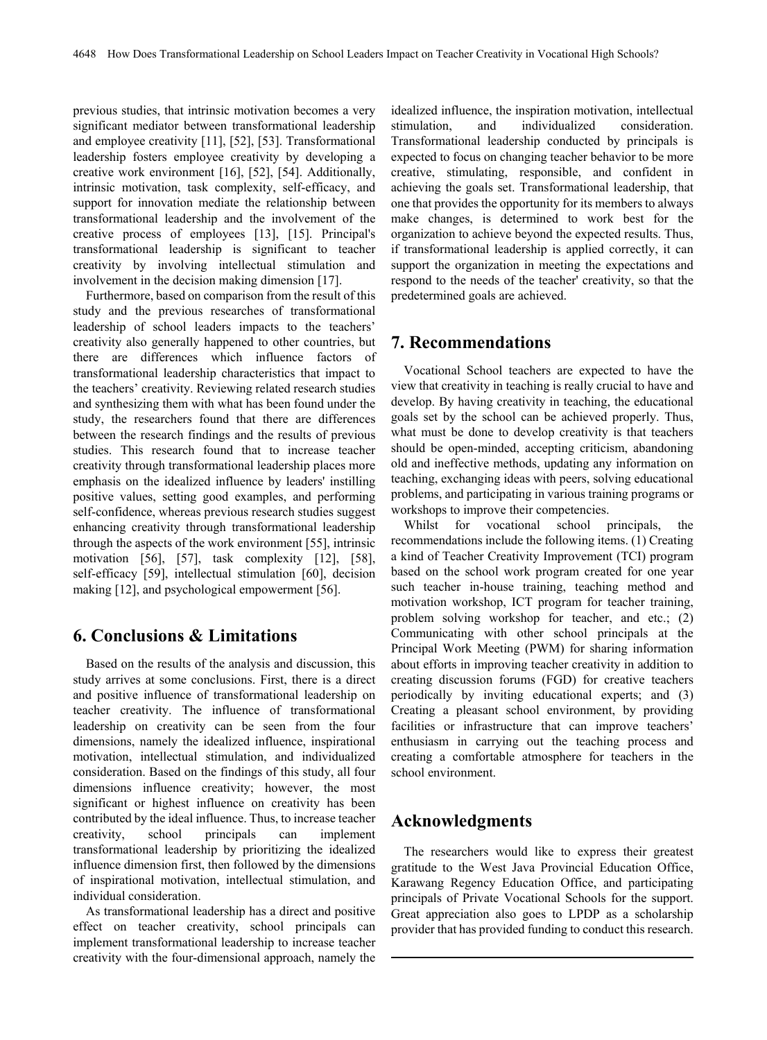previous studies, that intrinsic motivation becomes a very significant mediator between transformational leadership and employee creativity [11], [52], [53]. Transformational leadership fosters employee creativity by developing a creative work environment [16], [52], [54]. Additionally, intrinsic motivation, task complexity, self-efficacy, and support for innovation mediate the relationship between transformational leadership and the involvement of the creative process of employees [13], [15]. Principal's transformational leadership is significant to teacher creativity by involving intellectual stimulation and involvement in the decision making dimension [17].

Furthermore, based on comparison from the result of this study and the previous researches of transformational leadership of school leaders impacts to the teachers' creativity also generally happened to other countries, but there are differences which influence factors of transformational leadership characteristics that impact to the teachers' creativity. Reviewing related research studies and synthesizing them with what has been found under the study, the researchers found that there are differences between the research findings and the results of previous studies. This research found that to increase teacher creativity through transformational leadership places more emphasis on the idealized influence by leaders' instilling positive values, setting good examples, and performing self-confidence, whereas previous research studies suggest enhancing creativity through transformational leadership through the aspects of the work environment [55], intrinsic motivation [56], [57], task complexity [12], [58], self-efficacy [59], intellectual stimulation [60], decision making [12], and psychological empowerment [56].

## 6. Conclusions & Limitations

Based on the results of the analysis and discussion, this study arrives at some conclusions. First, there is a direct and positive influence of transformational leadership on teacher creativity. The influence of transformational leadership on creativity can be seen from the four dimensions, namely the idealized influence, inspirational motivation, intellectual stimulation, and individualized consideration. Based on the findings of this study, all four dimensions influence creativity; however, the most significant or highest influence on creativity has been contributed by the ideal influence. Thus, to increase teacher creativity, school principals can implement transformational leadership by prioritizing the idealized influence dimension first, then followed by the dimensions of inspirational motivation, intellectual stimulation, and individual consideration.

As transformational leadership has a direct and positive effect on teacher creativity, school principals can implement transformational leadership to increase teacher creativity with the four-dimensional approach, namely the idealized influence, the inspiration motivation, intellectual stimulation, and individualized consideration. Transformational leadership conducted by principals is expected to focus on changing teacher behavior to be more creative, stimulating, responsible, and confident in achieving the goals set. Transformational leadership, that one that provides the opportunity for its members to always make changes, is determined to work best for the organization to achieve beyond the expected results. Thus, if transformational leadership is applied correctly, it can support the organization in meeting the expectations and respond to the needs of the teacher' creativity, so that the predetermined goals are achieved.

## 7. Recommendations

Vocational School teachers are expected to have the view that creativity in teaching is really crucial to have and develop. By having creativity in teaching, the educational goals set by the school can be achieved properly. Thus, what must be done to develop creativity is that teachers should be open-minded, accepting criticism, abandoning old and ineffective methods, updating any information on teaching, exchanging ideas with peers, solving educational problems, and participating in various training programs or workshops to improve their competencies.

Whilst for vocational school principals, the recommendations include the following items. (1) Creating a kind of Teacher Creativity Improvement (TCI) program based on the school work program created for one year such teacher in-house training, teaching method and motivation workshop, ICT program for teacher training, problem solving workshop for teacher, and etc.; (2) Communicating with other school principals at the Principal Work Meeting (PWM) for sharing information about efforts in improving teacher creativity in addition to creating discussion forums (FGD) for creative teachers periodically by inviting educational experts; and (3) Creating a pleasant school environment, by providing facilities or infrastructure that can improve teachers' enthusiasm in carrying out the teaching process and creating a comfortable atmosphere for teachers in the school environment.

## Acknowledgments

The researchers would like to express their greatest gratitude to the West Java Provincial Education Office, Karawang Regency Education Office, and participating principals of Private Vocational Schools for the support. Great appreciation also goes to LPDP as a scholarship provider that has provided funding to conduct this research.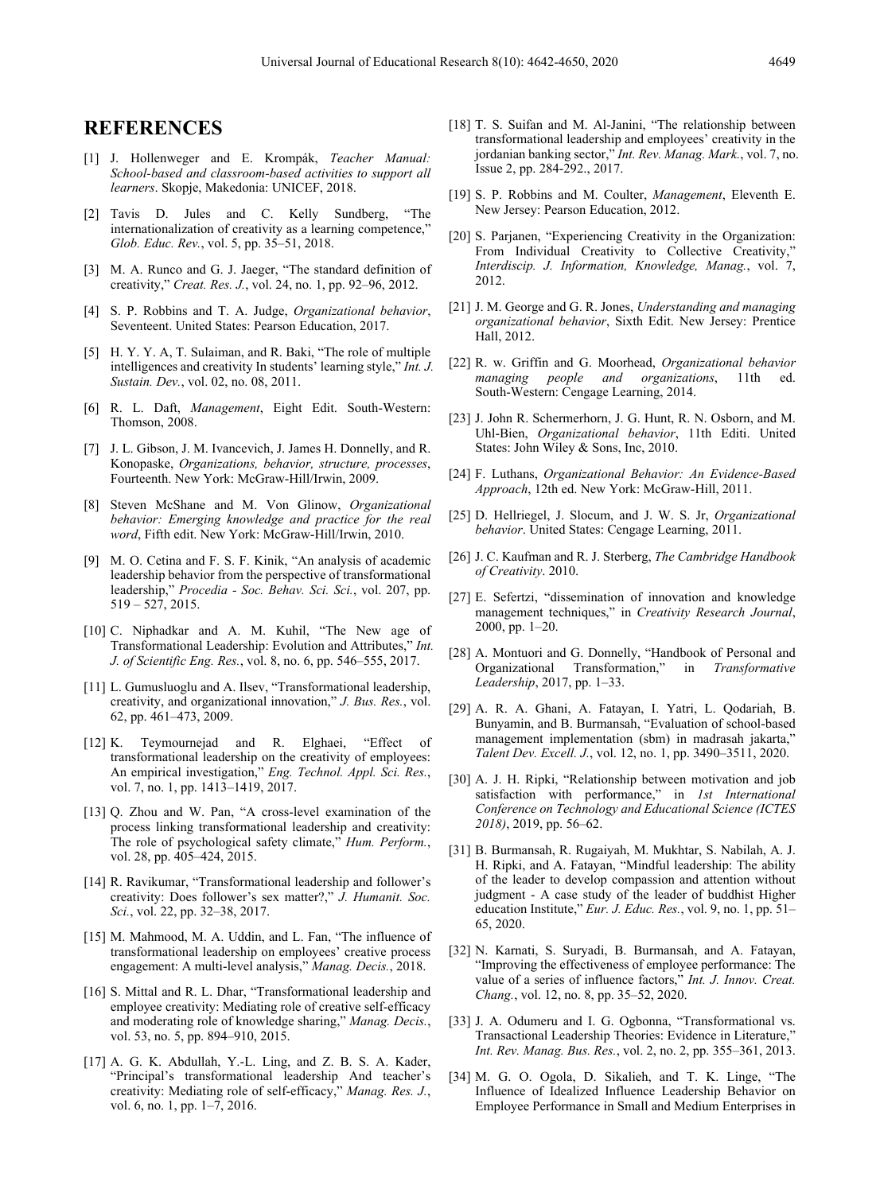## REFERENCES

[1] J. Hollenweger and E. Krompák, *Teacher Manual: School-based and classroom-based activities to support all learners*. Skopje, Makedonia: UNICEF, 2018.

[2] Tavis D. Jules and C. Kelly Sundberg, "The internationalization of creativity as a learning competence," *Glob. Educ. Rev.*, vol. 5, pp. 35–51, 2018.

[3] M. A. Runco and G. J. Jaeger, "The standard definition of creativity," *Creat. Res. J.*, vol. 24, no. 1, pp. 92–96, 2012.

[4] S. P. Robbins and T. A. Judge, *Organizational behavior*, Seventeent. United States: Pearson Education, 2017.

[5] H. Y. Y. A, T. Sulaiman, and R. Baki, "The role of multiple intelligences and creativity In students' learning style," *Int. J. Sustain. Dev.*, vol. 02, no. 08, 2011.

[6] R. L. Daft, *Management*, Eight Edit. South-Western: Thomson, 2008.

[7] J. L. Gibson, J. M. Ivancevich, J. James H. Donnelly, and R. Konopaske, *Organizations, behavior, structure, processes*, Fourteenth. New York: McGraw-Hill/Irwin, 2009.

[8] Steven McShane and M. Von Glinow, *Organizational behavior: Emerging knowledge and practice for the real word*, Fifth edit. New York: McGraw-Hill/Irwin, 2010.

[9] M. O. Cetina and F. S. F. Kinik, "An analysis of academic leadership behavior from the perspective of transformational leadership," *Procedia - Soc. Behav. Sci. Sci.*, vol. 207, pp. 519 – 527, 2015.

[10] C. Niphadkar and A. M. Kuhil, "The New age of Transformational Leadership: Evolution and Attributes," *Int. J. of Scientific Eng. Res.*, vol. 8, no. 6, pp. 546–555, 2017.

[11] L. Gumusluoglu and A. Ilsev, "Transformational leadership, creativity, and organizational innovation," *J. Bus. Res.*, vol. 62, pp. 461–473, 2009.

[12] K. Teymournejad and R. Elghaei, "Effect of transformational leadership on the creativity of employees: An empirical investigation," *Eng. Technol. Appl. Sci. Res.*, vol. 7, no. 1, pp. 1413–1419, 2017.

[13] Q. Zhou and W. Pan, "A cross-level examination of the process linking transformational leadership and creativity: The role of psychological safety climate," *Hum. Perform.*, vol. 28, pp. 405–424, 2015.

[14] R. Ravikumar, "Transformational leadership and follower's creativity: Does follower's sex matter?," *J. Humanit. Soc. Sci.*, vol. 22, pp. 32–38, 2017.

[15] M. Mahmood, M. A. Uddin, and L. Fan, "The influence of transformational leadership on employees' creative process engagement: A multi-level analysis," *Manag. Decis.*, 2018.

[16] S. Mittal and R. L. Dhar, "Transformational leadership and employee creativity: Mediating role of creative self-efficacy and moderating role of knowledge sharing," *Manag. Decis.*, vol. 53, no. 5, pp. 894–910, 2015.

[17] A. G. K. Abdullah, Y.-L. Ling, and Z. B. S. A. Kader, "Principal's transformational leadership And teacher's creativity: Mediating role of self-efficacy," *Manag. Res. J.*, vol. 6, no. 1, pp. 1–7, 2016.

[18] T. S. Suifan and M. Al-Janini, "The relationship between transformational leadership and employees' creativity in the jordanian banking sector," *Int. Rev. Manag. Mark.*, vol. 7, no. Issue 2, pp. 284-292., 2017.

[19] S. P. Robbins and M. Coulter, *Management*, Eleventh E. New Jersey: Pearson Education, 2012.

[20] S. Parjanen, "Experiencing Creativity in the Organization: From Individual Creativity to Collective Creativity," *Interdiscip. J. Information, Knowledge, Manag.*, vol. 7, 2012.

[21] J. M. George and G. R. Jones, *Understanding and managing organizational behavior*, Sixth Edit. New Jersey: Prentice Hall, 2012.

[22] R. w. Griffin and G. Moorhead, *Organizational behavior managing people and organizations*, 11th ed. South-Western: Cengage Learning, 2014.

[23] J. John R. Schermerhorn, J. G. Hunt, R. N. Osborn, and M. Uhl-Bien, *Organizational behavior*, 11th Editi. United States: John Wiley & Sons, Inc, 2010.

[24] F. Luthans, *Organizational Behavior: An Evidence-Based Approach*, 12th ed. New York: McGraw-Hill, 2011.

[25] D. Hellriegel, J. Slocum, and J. W. S. Jr, *Organizational behavior*. United States: Cengage Learning, 2011.

[26] J. C. Kaufman and R. J. Sterberg, *The Cambridge Handbook of Creativity*. 2010.

[27] E. Sefertzi, "dissemination of innovation and knowledge management techniques," in *Creativity Research Journal*, 2000, pp. 1–20.

[28] A. Montuori and G. Donnelly, "Handbook of Personal and Organizational Transformation," in *Transformative Leadership*, 2017, pp. 1–33.

[29] A. R. A. Ghani, A. Fatayan, I. Yatri, L. Qodariah, B. Bunyamin, and B. Burmansah, "Evaluation of school-based management implementation (sbm) in madrasah jakarta," *Talent Dev. Excell. J.*, vol. 12, no. 1, pp. 3490–3511, 2020.

[30] A. J. H. Ripki, "Relationship between motivation and job satisfaction with performance," in *1st International Conference on Technology and Educational Science (ICTES 2018)*, 2019, pp. 56–62.

[31] B. Burmansah, R. Rugaiyah, M. Mukhtar, S. Nabilah, A. J. H. Ripki, and A. Fatayan, "Mindful leadership: The ability of the leader to develop compassion and attention without judgment - A case study of the leader of buddhist Higher education Institute," *Eur. J. Educ. Res.*, vol. 9, no. 1, pp. 51–65, 2020.

[32] N. Karnati, S. Suryadi, B. Burmansah, and A. Fatayan, "Improving the effectiveness of employee performance: The value of a series of influence factors," *Int. J. Innov. Creat. Chang.*, vol. 12, no. 8, pp. 35–52, 2020.

[33] J. A. Odumeru and I. G. Ogbonna, "Transformational vs. Transactional Leadership Theories: Evidence in Literature," *Int. Rev. Manag. Bus. Res.*, vol. 2, no. 2, pp. 355–361, 2013.

[34] M. G. O. Ogola, D. Sikalieh, and T. K. Linge, "The Influence of Idealized Influence Leadership Behavior on Employee Performance in Small and Medium Enterprises in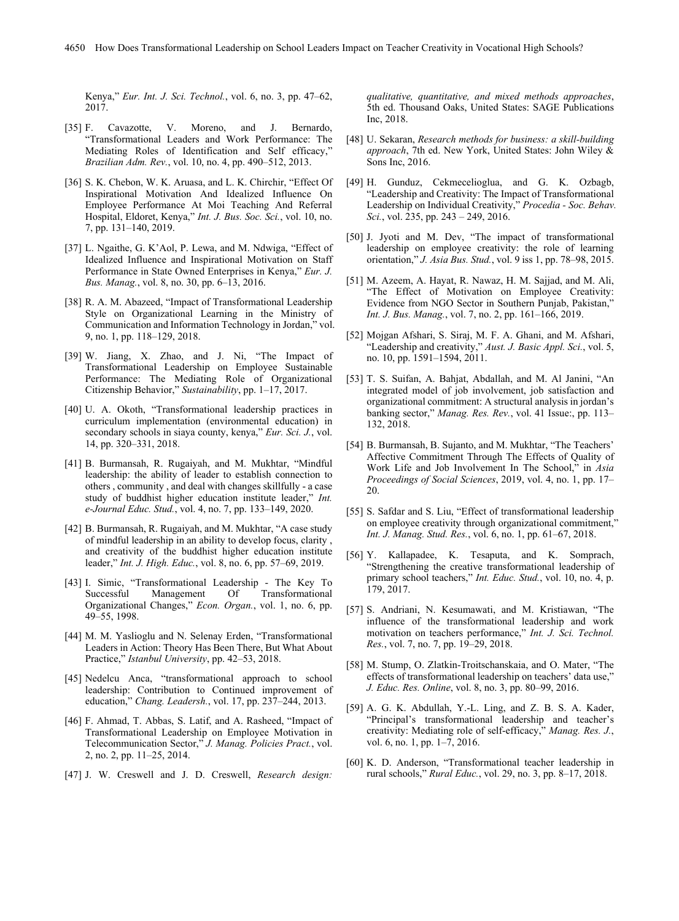Kenya," *Eur. Int. J. Sci. Technol.*, vol. 6, no. 3, pp. 47–62, 2017.

[35] F. Cavazotte, V. Moreno, and J. Bernardo, "Transformational Leaders and Work Performance: The Mediating Roles of Identification and Self efficacy," *Brazilian Adm. Rev.*, vol. 10, no. 4, pp. 490–512, 2013.

[36] S. K. Chebon, W. K. Aruasa, and L. K. Chirchir, "Effect Of Inspirational Motivation And Idealized Influence On Employee Performance At Moi Teaching And Referral Hospital, Eldoret, Kenya," *Int. J. Bus. Soc. Sci.*, vol. 10, no. 7, pp. 131–140, 2019.

[37] L. Ngaithe, G. K'Aol, P. Lewa, and M. Ndwiga, "Effect of Idealized Influence and Inspirational Motivation on Staff Performance in State Owned Enterprises in Kenya," *Eur. J. Bus. Manag.*, vol. 8, no. 30, pp. 6–13, 2016.

[38] R. A. M. Abazeed, "Impact of Transformational Leadership Style on Organizational Learning in the Ministry of Communication and Information Technology in Jordan," vol. 9, no. 1, pp. 118–129, 2018.

[39] W. Jiang, X. Zhao, and J. Ni, "The Impact of Transformational Leadership on Employee Sustainable Performance: The Mediating Role of Organizational Citizenship Behavior," *Sustainability*, pp. 1–17, 2017.

[40] U. A. Okoth, "Transformational leadership practices in curriculum implementation (environmental education) in secondary schools in siaya county, kenya," *Eur. Sci. J.*, vol. 14, pp. 320–331, 2018.

[41] B. Burmansah, R. Rugaiyah, and M. Mukhtar, "Mindful leadership: the ability of leader to establish connection to others , community , and deal with changes skillfully - a case study of buddhist higher education institute leader," *Int. e-Journal Educ. Stud.*, vol. 4, no. 7, pp. 133–149, 2020.

[42] B. Burmansah, R. Rugaiyah, and M. Mukhtar, "A case study of mindful leadership in an ability to develop focus, clarity , and creativity of the buddhist higher education institute leader," *Int. J. High. Educ.*, vol. 8, no. 6, pp. 57–69, 2019.

[43] I. Simic, "Transformational Leadership - The Key To Successful Management Of Transformational Organizational Changes," *Econ. Organ.*, vol. 1, no. 6, pp. 49–55, 1998.

[44] M. M. Yaslioglu and N. Selenay Erden, "Transformational Leaders in Action: Theory Has Been There, But What About Practice," *Istanbul University*, pp. 42–53, 2018.

[45] Nedelcu Anca, "transformational approach to school leadership: Contribution to Continued improvement of education," *Chang. Leadersh.*, vol. 17, pp. 237–244, 2013.

[46] F. Ahmad, T. Abbas, S. Latif, and A. Rasheed, "Impact of Transformational Leadership on Employee Motivation in Telecommunication Sector," *J. Manag. Policies Pract.*, vol. 2, no. 2, pp. 11–25, 2014.

[47] J. W. Creswell and J. D. Creswell, *Research design: qualitative, quantitative, and mixed methods approaches*, 5th ed. Thousand Oaks, United States: SAGE Publications Inc, 2018.

[48] U. Sekaran, *Research methods for business: a skill-building approach*, 7th ed. New York, United States: John Wiley & Sons Inc, 2016.

[49] H. Gunduz, Cekmecelioglua, and G. K. Ozbagb, "Leadership and Creativity: The Impact of Transformational Leadership on Individual Creativity," *Procedia - Soc. Behav. Sci.*, vol. 235, pp. 243 – 249, 2016.

[50] J. Jyoti and M. Dev, "The impact of transformational leadership on employee creativity: the role of learning orientation," *J. Asia Bus. Stud.*, vol. 9 iss 1, pp. 78–98, 2015.

[51] M. Azeem, A. Hayat, R. Nawaz, H. M. Sajjad, and M. Ali, "The Effect of Motivation on Employee Creativity: Evidence from NGO Sector in Southern Punjab, Pakistan," *Int. J. Bus. Manag.*, vol. 7, no. 2, pp. 161–166, 2019.

[52] Mojgan Afshari, S. Siraj, M. F. A. Ghani, and M. Afshari, "Leadership and creativity," *Aust. J. Basic Appl. Sci.*, vol. 5, no. 10, pp. 1591–1594, 2011.

[53] T. S. Suifan, A. Bahjat, Abdallah, and M. Al Janini, "An integrated model of job involvement, job satisfaction and organizational commitment: A structural analysis in jordan's banking sector," *Manag. Res. Rev.*, vol. 41 Issue:, pp. 113–132, 2018.

[54] B. Burmansah, B. Sujanto, and M. Mukhtar, "The Teachers' Affective Commitment Through The Effects of Quality of Work Life and Job Involvement In The School," in *Asia Proceedings of Social Sciences*, 2019, vol. 4, no. 1, pp. 17–20.

[55] S. Safdar and S. Liu, "Effect of transformational leadership on employee creativity through organizational commitment," *Int. J. Manag. Stud. Res.*, vol. 6, no. 1, pp. 61–67, 2018.

[56] Y. Kallapadee, K. Tesaputa, and K. Somprach, "Strengthening the creative transformational leadership of primary school teachers," *Int. Educ. Stud.*, vol. 10, no. 4, p. 179, 2017.

[57] S. Andriani, N. Kesumawati, and M. Kristiawan, "The influence of the transformational leadership and work motivation on teachers performance," *Int. J. Sci. Technol. Res.*, vol. 7, no. 7, pp. 19–29, 2018.

[58] M. Stump, O. Zlatkin-Troitschanskaia, and O. Mater, "The effects of transformational leadership on teachers' data use," *J. Educ. Res. Online*, vol. 8, no. 3, pp. 80–99, 2016.

[59] A. G. K. Abdullah, Y.-L. Ling, and Z. B. S. A. Kader, "Principal's transformational leadership and teacher's creativity: Mediating role of self-efficacy," *Manag. Res. J.*, vol. 6, no. 1, pp. 1–7, 2016.

[60] K. D. Anderson, "Transformational teacher leadership in rural schools," *Rural Educ.*, vol. 29, no. 3, pp. 8–17, 2018.